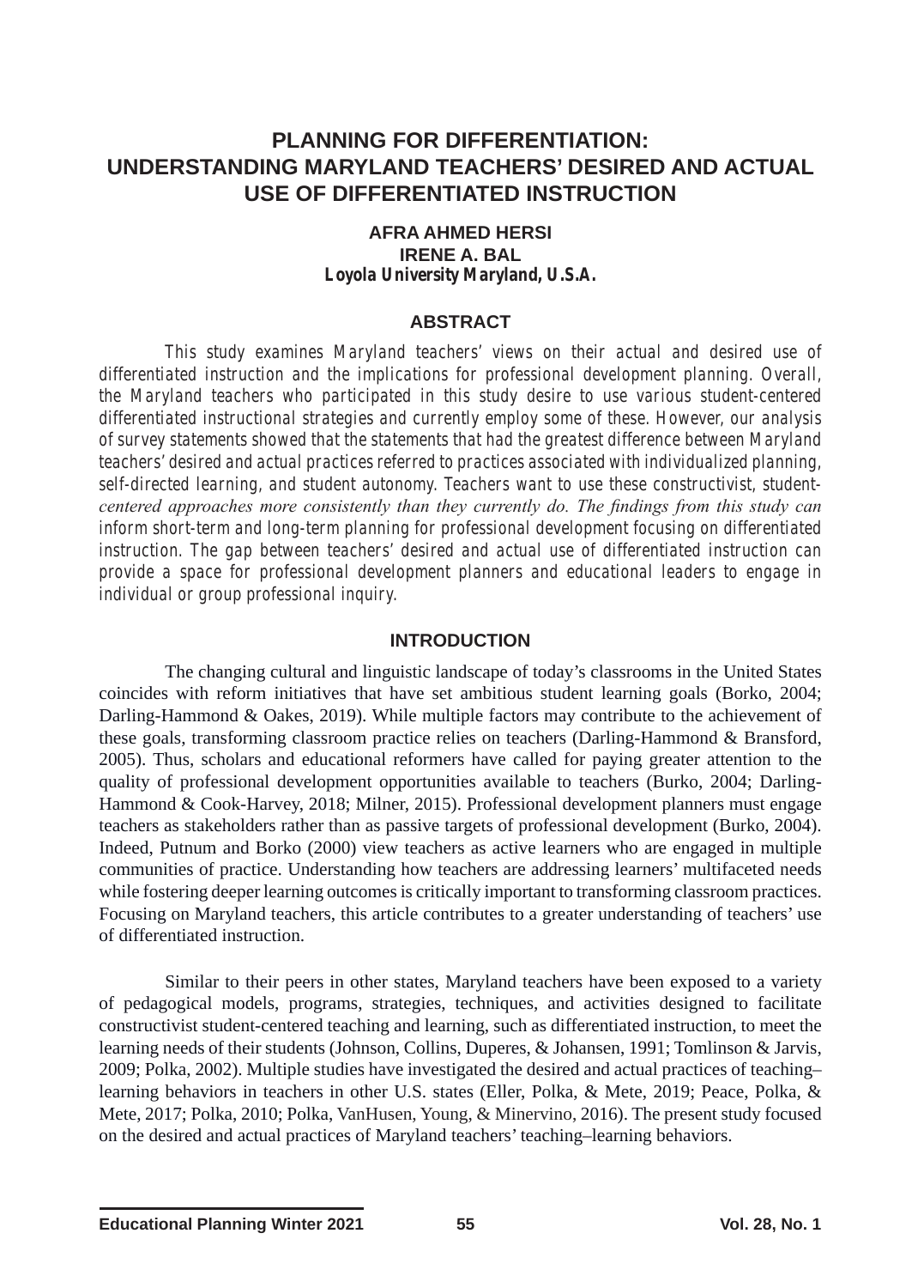# PLANNING FOR DIFFERENTIATION: UNDERSTANDING MARYLAND TEACHERS' DESIRED AND ACTUAL USE OF DIFFERENTIATED INSTRUCTION

**AFRA AHMED HERSI**
**IRENE A. BAL**
***Loyola University Maryland, U.S.A.***

## ABSTRACT

*This study examines Maryland teachers' views on their actual and desired use of differentiated instruction and the implications for professional development planning. Overall, the Maryland teachers who participated in this study desire to use various student-centered differentiated instructional strategies and currently employ some of these. However, our analysis of survey statements showed that the statements that had the greatest difference between Maryland teachers' desired and actual practices referred to practices associated with individualized planning, self-directed learning, and student autonomy. Teachers want to use these constructivist, student-centered approaches more consistently than they currently do. The findings from this study can inform short-term and long-term planning for professional development focusing on differentiated instruction. The gap between teachers' desired and actual use of differentiated instruction can provide a space for professional development planners and educational leaders to engage in individual or group professional inquiry.*

## INTRODUCTION

The changing cultural and linguistic landscape of today's classrooms in the United States coincides with reform initiatives that have set ambitious student learning goals (Borko, 2004; Darling-Hammond & Oakes, 2019). While multiple factors may contribute to the achievement of these goals, transforming classroom practice relies on teachers (Darling-Hammond & Bransford, 2005). Thus, scholars and educational reformers have called for paying greater attention to the quality of professional development opportunities available to teachers (Burko, 2004; Darling-Hammond & Cook-Harvey, 2018; Milner, 2015). Professional development planners must engage teachers as stakeholders rather than as passive targets of professional development (Burko, 2004). Indeed, Putnum and Borko (2000) view teachers as active learners who are engaged in multiple communities of practice. Understanding how teachers are addressing learners' multifaceted needs while fostering deeper learning outcomes is critically important to transforming classroom practices. Focusing on Maryland teachers, this article contributes to a greater understanding of teachers' use of differentiated instruction.

Similar to their peers in other states, Maryland teachers have been exposed to a variety of pedagogical models, programs, strategies, techniques, and activities designed to facilitate constructivist student-centered teaching and learning, such as differentiated instruction, to meet the learning needs of their students (Johnson, Collins, Duperes, & Johansen, 1991; Tomlinson & Jarvis, 2009; Polka, 2002). Multiple studies have investigated the desired and actual practices of teaching–learning behaviors in teachers in other U.S. states (Eller, Polka, & Mete, 2019; Peace, Polka, & Mete, 2017; Polka, 2010; Polka, VanHusen, Young, & Minervino, 2016). The present study focused on the desired and actual practices of Maryland teachers' teaching–learning behaviors.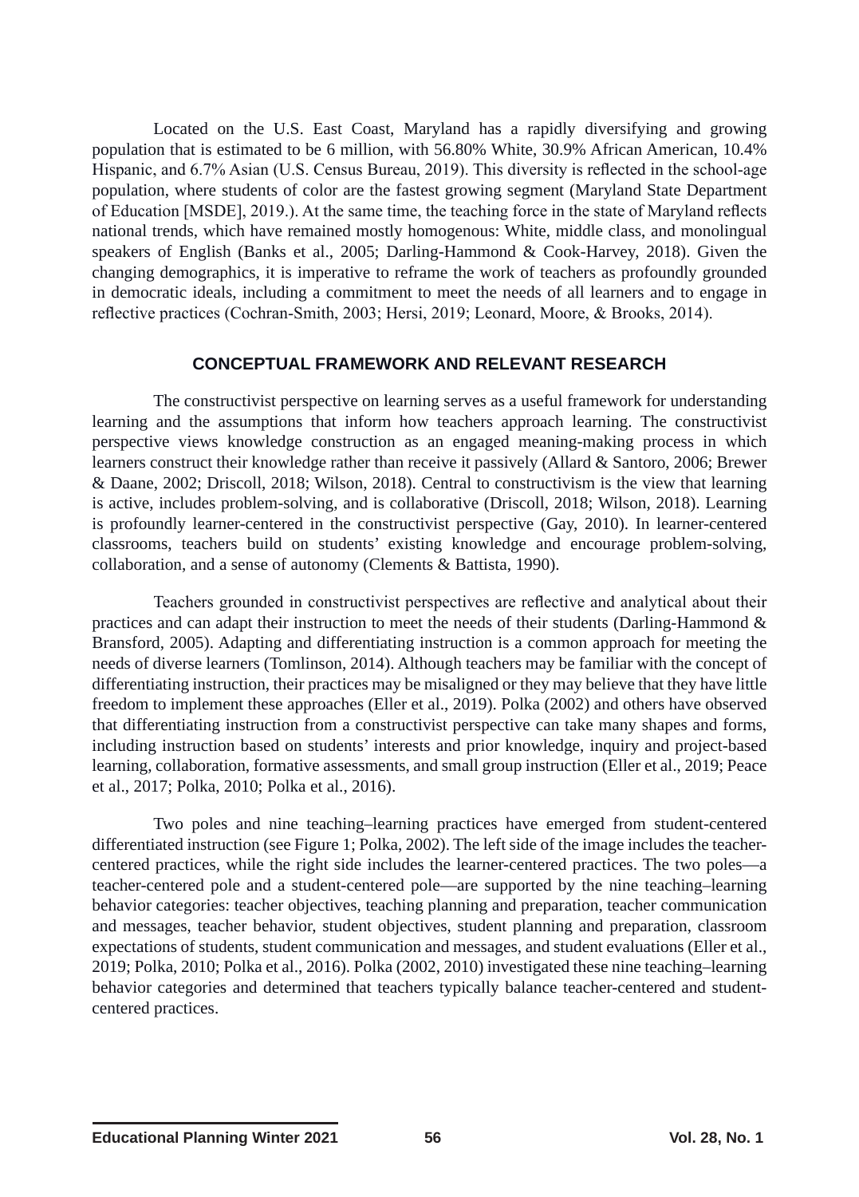Located on the U.S. East Coast, Maryland has a rapidly diversifying and growing population that is estimated to be 6 million, with 56.80% White, 30.9% African American, 10.4% Hispanic, and 6.7% Asian (U.S. Census Bureau, 2019). This diversity is reflected in the school-age population, where students of color are the fastest growing segment (Maryland State Department of Education [MSDE], 2019.). At the same time, the teaching force in the state of Maryland reflects national trends, which have remained mostly homogenous: White, middle class, and monolingual speakers of English (Banks et al., 2005; Darling-Hammond & Cook-Harvey, 2018). Given the changing demographics, it is imperative to reframe the work of teachers as profoundly grounded in democratic ideals, including a commitment to meet the needs of all learners and to engage in reflective practices (Cochran-Smith, 2003; Hersi, 2019; Leonard, Moore, & Brooks, 2014).

## CONCEPTUAL FRAMEWORK AND RELEVANT RESEARCH

The constructivist perspective on learning serves as a useful framework for understanding learning and the assumptions that inform how teachers approach learning. The constructivist perspective views knowledge construction as an engaged meaning-making process in which learners construct their knowledge rather than receive it passively (Allard & Santoro, 2006; Brewer & Daane, 2002; Driscoll, 2018; Wilson, 2018). Central to constructivism is the view that learning is active, includes problem-solving, and is collaborative (Driscoll, 2018; Wilson, 2018). Learning is profoundly learner-centered in the constructivist perspective (Gay, 2010). In learner-centered classrooms, teachers build on students' existing knowledge and encourage problem-solving, collaboration, and a sense of autonomy (Clements & Battista, 1990).

Teachers grounded in constructivist perspectives are reflective and analytical about their practices and can adapt their instruction to meet the needs of their students (Darling-Hammond & Bransford, 2005). Adapting and differentiating instruction is a common approach for meeting the needs of diverse learners (Tomlinson, 2014). Although teachers may be familiar with the concept of differentiating instruction, their practices may be misaligned or they may believe that they have little freedom to implement these approaches (Eller et al., 2019). Polka (2002) and others have observed that differentiating instruction from a constructivist perspective can take many shapes and forms, including instruction based on students' interests and prior knowledge, inquiry and project-based learning, collaboration, formative assessments, and small group instruction (Eller et al., 2019; Peace et al., 2017; Polka, 2010; Polka et al., 2016).

Two poles and nine teaching–learning practices have emerged from student-centered differentiated instruction (see Figure 1; Polka, 2002). The left side of the image includes the teacher-centered practices, while the right side includes the learner-centered practices. The two poles—a teacher-centered pole and a student-centered pole—are supported by the nine teaching–learning behavior categories: teacher objectives, teaching planning and preparation, teacher communication and messages, teacher behavior, student objectives, student planning and preparation, classroom expectations of students, student communication and messages, and student evaluations (Eller et al., 2019; Polka, 2010; Polka et al., 2016). Polka (2002, 2010) investigated these nine teaching–learning behavior categories and determined that teachers typically balance teacher-centered and student-centered practices.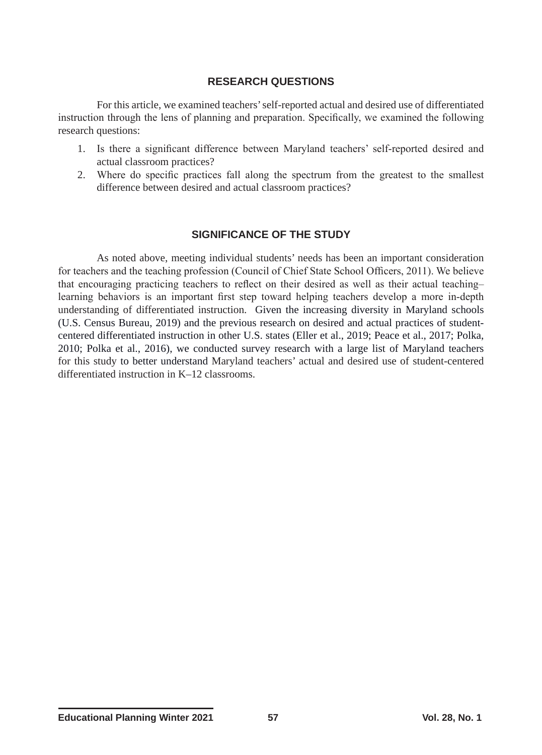## RESEARCH QUESTIONS

For this article, we examined teachers' self-reported actual and desired use of differentiated instruction through the lens of planning and preparation. Specifically, we examined the following research questions:

1. Is there a significant difference between Maryland teachers' self-reported desired and actual classroom practices?
2. Where do specific practices fall along the spectrum from the greatest to the smallest difference between desired and actual classroom practices?

## SIGNIFICANCE OF THE STUDY

As noted above, meeting individual students' needs has been an important consideration for teachers and the teaching profession (Council of Chief State School Officers, 2011). We believe that encouraging practicing teachers to reflect on their desired as well as their actual teaching–learning behaviors is an important first step toward helping teachers develop a more in-depth understanding of differentiated instruction. Given the increasing diversity in Maryland schools (U.S. Census Bureau, 2019) and the previous research on desired and actual practices of student-centered differentiated instruction in other U.S. states (Eller et al., 2019; Peace et al., 2017; Polka, 2010; Polka et al., 2016), we conducted survey research with a large list of Maryland teachers for this study to better understand Maryland teachers' actual and desired use of student-centered differentiated instruction in K–12 classrooms.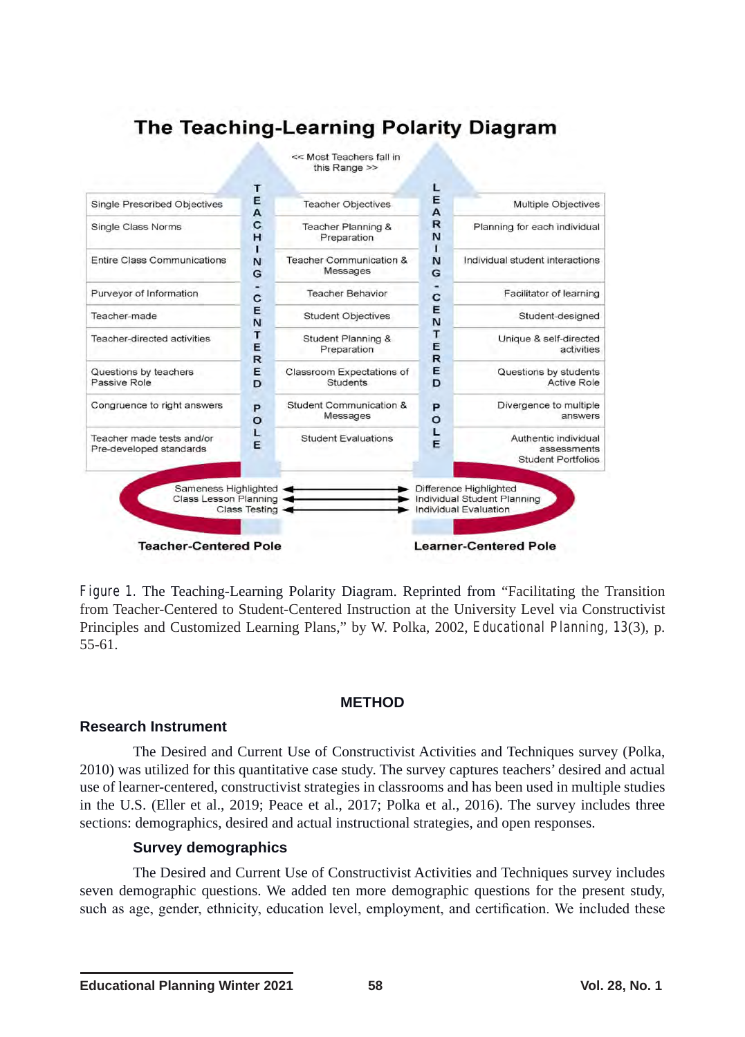## The Teaching-Learning Polarity Diagram

<< Most Teachers fall in this Range >>

| TEACHING-CENTERED POLE | | LEARNING-CENTERED POLE |
|---|---|---|
| Single Prescribed Objectives | Teacher Objectives | Multiple Objectives |
| Single Class Norms | Teacher Planning & Preparation | Planning for each individual |
| Entire Class Communications | Teacher Communication & Messages | Individual student interactions |
| Purveyor of Information | Teacher Behavior | Facilitator of learning |
| Teacher-made | Student Objectives | Student-designed |
| Teacher-directed activities | Student Planning & Preparation | Unique & self-directed activities |
| Questions by teachers Passive Role | Classroom Expectations of Students | Questions by students Active Role |
| Congruence to right answers | Student Communication & Messages | Divergence to multiple answers |
| Teacher made tests and/or Pre-developed standards | Student Evaluations | Authentic individual assessments Student Portfolios |

| Teacher-Centered Pole | | Learner-Centered Pole |
|---|---|---|
| Sameness Highlighted | ⟷ | Difference Highlighted |
| Class Lesson Planning | ⟷ | Individual Student Planning |
| Class Testing | ⟷ | Individual Evaluation |

*Figure 1.* The Teaching-Learning Polarity Diagram. Reprinted from "Facilitating the Transition from Teacher-Centered to Student-Centered Instruction at the University Level via Constructivist Principles and Customized Learning Plans," by W. Polka, 2002, *Educational Planning, 13*(3), p. 55-61.

## METHOD

### Research Instrument

The Desired and Current Use of Constructivist Activities and Techniques survey (Polka, 2010) was utilized for this quantitative case study. The survey captures teachers' desired and actual use of learner-centered, constructivist strategies in classrooms and has been used in multiple studies in the U.S. (Eller et al., 2019; Peace et al., 2017; Polka et al., 2016). The survey includes three sections: demographics, desired and actual instructional strategies, and open responses.

#### Survey demographics

The Desired and Current Use of Constructivist Activities and Techniques survey includes seven demographic questions. We added ten more demographic questions for the present study, such as age, gender, ethnicity, education level, employment, and certification. We included these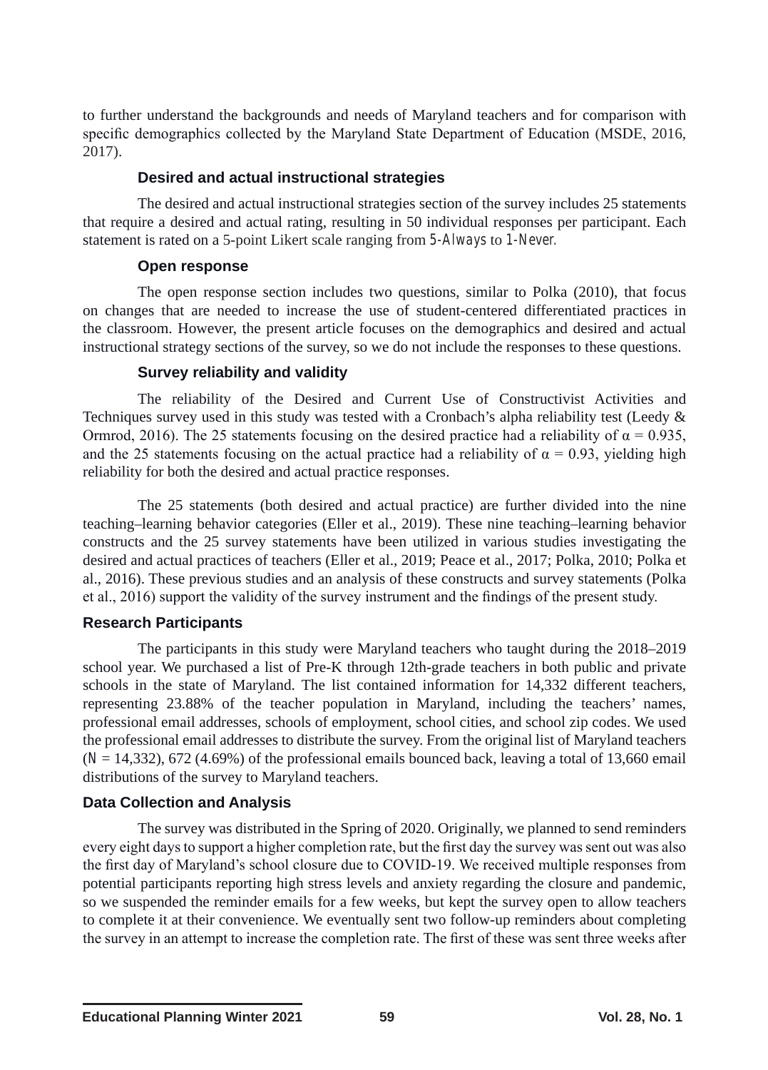to further understand the backgrounds and needs of Maryland teachers and for comparison with specific demographics collected by the Maryland State Department of Education (MSDE, 2016, 2017).

### Desired and actual instructional strategies

The desired and actual instructional strategies section of the survey includes 25 statements that require a desired and actual rating, resulting in 50 individual responses per participant. Each statement is rated on a 5-point Likert scale ranging from *5-Always* to *1-Never.*

### Open response

The open response section includes two questions, similar to Polka (2010), that focus on changes that are needed to increase the use of student-centered differentiated practices in the classroom. However, the present article focuses on the demographics and desired and actual instructional strategy sections of the survey, so we do not include the responses to these questions.

### Survey reliability and validity

The reliability of the Desired and Current Use of Constructivist Activities and Techniques survey used in this study was tested with a Cronbach's alpha reliability test (Leedy & Ormrod, 2016). The 25 statements focusing on the desired practice had a reliability of $\alpha = 0.935$, and the 25 statements focusing on the actual practice had a reliability of $\alpha = 0.93$, yielding high reliability for both the desired and actual practice responses.

The 25 statements (both desired and actual practice) are further divided into the nine teaching–learning behavior categories (Eller et al., 2019). These nine teaching–learning behavior constructs and the 25 survey statements have been utilized in various studies investigating the desired and actual practices of teachers (Eller et al., 2019; Peace et al., 2017; Polka, 2010; Polka et al., 2016). These previous studies and an analysis of these constructs and survey statements (Polka et al., 2016) support the validity of the survey instrument and the findings of the present study.

## Research Participants

The participants in this study were Maryland teachers who taught during the 2018–2019 school year. We purchased a list of Pre-K through 12th-grade teachers in both public and private schools in the state of Maryland. The list contained information for 14,332 different teachers, representing 23.88% of the teacher population in Maryland, including the teachers' names, professional email addresses, schools of employment, school cities, and school zip codes. We used the professional email addresses to distribute the survey. From the original list of Maryland teachers ($N = 14{,}332$), 672 (4.69%) of the professional emails bounced back, leaving a total of 13,660 email distributions of the survey to Maryland teachers.

## Data Collection and Analysis

The survey was distributed in the Spring of 2020. Originally, we planned to send reminders every eight days to support a higher completion rate, but the first day the survey was sent out was also the first day of Maryland's school closure due to COVID-19. We received multiple responses from potential participants reporting high stress levels and anxiety regarding the closure and pandemic, so we suspended the reminder emails for a few weeks, but kept the survey open to allow teachers to complete it at their convenience. We eventually sent two follow-up reminders about completing the survey in an attempt to increase the completion rate. The first of these was sent three weeks after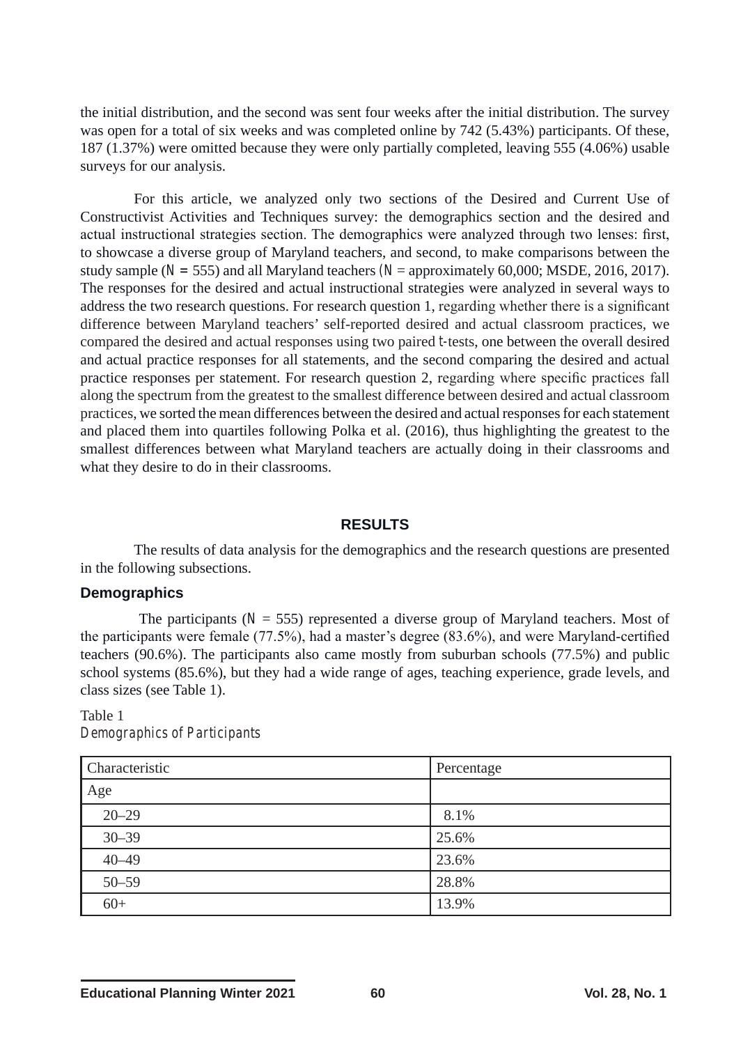the initial distribution, and the second was sent four weeks after the initial distribution. The survey was open for a total of six weeks and was completed online by 742 (5.43%) participants. Of these, 187 (1.37%) were omitted because they were only partially completed, leaving 555 (4.06%) usable surveys for our analysis.

For this article, we analyzed only two sections of the Desired and Current Use of Constructivist Activities and Techniques survey: the demographics section and the desired and actual instructional strategies section. The demographics were analyzed through two lenses: first, to showcase a diverse group of Maryland teachers, and second, to make comparisons between the study sample ($N = 555$) and all Maryland teachers ($N$ = approximately 60,000; MSDE, 2016, 2017). The responses for the desired and actual instructional strategies were analyzed in several ways to address the two research questions. For research question 1, regarding whether there is a significant difference between Maryland teachers' self-reported desired and actual classroom practices, we compared the desired and actual responses using two paired $t$-tests, one between the overall desired and actual practice responses for all statements, and the second comparing the desired and actual practice responses per statement. For research question 2, regarding where specific practices fall along the spectrum from the greatest to the smallest difference between desired and actual classroom practices, we sorted the mean differences between the desired and actual responses for each statement and placed them into quartiles following Polka et al. (2016), thus highlighting the greatest to the smallest differences between what Maryland teachers are actually doing in their classrooms and what they desire to do in their classrooms.

## RESULTS

The results of data analysis for the demographics and the research questions are presented in the following subsections.

### Demographics

The participants ($N$ = 555) represented a diverse group of Maryland teachers. Most of the participants were female (77.5%), had a master's degree (83.6%), and were Maryland-certified teachers (90.6%). The participants also came mostly from suburban schools (77.5%) and public school systems (85.6%), but they had a wide range of ages, teaching experience, grade levels, and class sizes (see Table 1).

Table 1
*Demographics of Participants*

| Characteristic | Percentage |
|---|---|
| Age | |
| 20–29 | 8.1% |
| 30–39 | 25.6% |
| 40–49 | 23.6% |
| 50–59 | 28.8% |
| 60+ | 13.9% |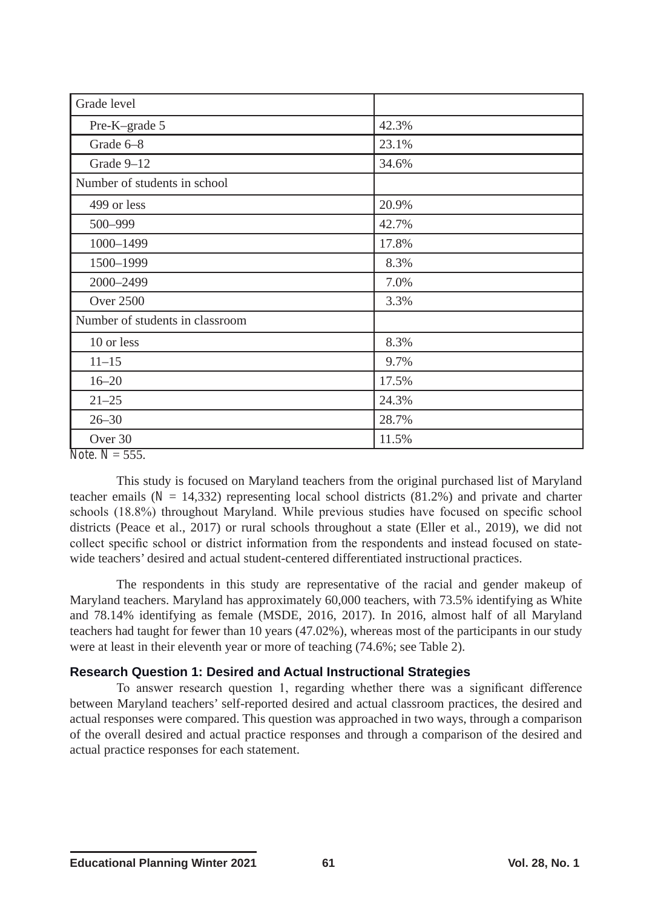| Grade level | |
|---|---|
| Pre-K–grade 5 | 42.3% |
| Grade 6–8 | 23.1% |
| Grade 9–12 | 34.6% |
| Number of students in school | |
| 499 or less | 20.9% |
| 500–999 | 42.7% |
| 1000–1499 | 17.8% |
| 1500–1999 | 8.3% |
| 2000–2499 | 7.0% |
| Over 2500 | 3.3% |
| Number of students in classroom | |
| 10 or less | 8.3% |
| 11–15 | 9.7% |
| 16–20 | 17.5% |
| 21–25 | 24.3% |
| 26–30 | 28.7% |
| Over 30 | 11.5% |

*Note.* $N$ = 555.

This study is focused on Maryland teachers from the original purchased list of Maryland teacher emails ($N$ = 14,332) representing local school districts (81.2%) and private and charter schools (18.8%) throughout Maryland. While previous studies have focused on specific school districts (Peace et al., 2017) or rural schools throughout a state (Eller et al., 2019), we did not collect specific school or district information from the respondents and instead focused on state-wide teachers' desired and actual student-centered differentiated instructional practices.

The respondents in this study are representative of the racial and gender makeup of Maryland teachers. Maryland has approximately 60,000 teachers, with 73.5% identifying as White and 78.14% identifying as female (MSDE, 2016, 2017). In 2016, almost half of all Maryland teachers had taught for fewer than 10 years (47.02%), whereas most of the participants in our study were at least in their eleventh year or more of teaching (74.6%; see Table 2).

### Research Question 1: Desired and Actual Instructional Strategies

To answer research question 1, regarding whether there was a significant difference between Maryland teachers' self-reported desired and actual classroom practices, the desired and actual responses were compared. This question was approached in two ways, through a comparison of the overall desired and actual practice responses and through a comparison of the desired and actual practice responses for each statement.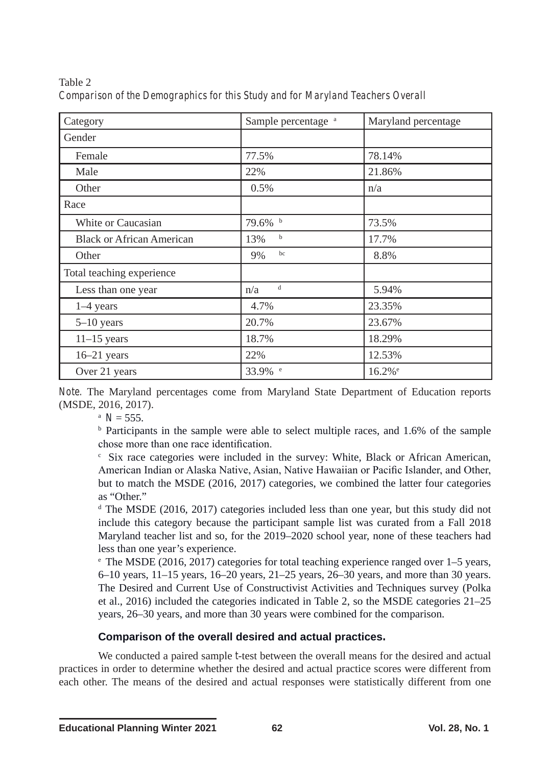Table 2

*Comparison of the Demographics for this Study and for Maryland Teachers Overall*

| Category | Sample percentage [a] | Maryland percentage |
|---|---|---|
| Gender | | |
| Female | 77.5% | 78.14% |
| Male | 22% | 21.86% |
| Other | 0.5% | n/a |
| Race | | |
| White or Caucasian | 79.6% [b] | 73.5% |
| Black or African American | 13% [b] | 17.7% |
| Other | 9% [bc] | 8.8% |
| Total teaching experience | | |
| Less than one year | n/a [d] | 5.94% |
| 1–4 years | 4.7% | 23.35% |
| 5–10 years | 20.7% | 23.67% |
| 11–15 years | 18.7% | 18.29% |
| 16–21 years | 22% | 12.53% |
| Over 21 years | 33.9% [e] | 16.2%[e] |

*Note*. The Maryland percentages come from Maryland State Department of Education reports (MSDE, 2016, 2017).

[a] $N = 555$.

[b] Participants in the sample were able to select multiple races, and 1.6% of the sample chose more than one race identification.

[c] Six race categories were included in the survey: White, Black or African American, American Indian or Alaska Native, Asian, Native Hawaiian or Pacific Islander, and Other, but to match the MSDE (2016, 2017) categories, we combined the latter four categories as "Other."

[d] The MSDE (2016, 2017) categories included less than one year, but this study did not include this category because the participant sample list was curated from a Fall 2018 Maryland teacher list and so, for the 2019–2020 school year, none of these teachers had less than one year's experience.

[e] The MSDE (2016, 2017) categories for total teaching experience ranged over 1–5 years, 6–10 years, 11–15 years, 16–20 years, 21–25 years, 26–30 years, and more than 30 years. The Desired and Current Use of Constructivist Activities and Techniques survey (Polka et al., 2016) included the categories indicated in Table 2, so the MSDE categories 21–25 years, 26–30 years, and more than 30 years were combined for the comparison.

#### Comparison of the overall desired and actual practices.

We conducted a paired sample *t*-test between the overall means for the desired and actual practices in order to determine whether the desired and actual practice scores were different from each other. The means of the desired and actual responses were statistically different from one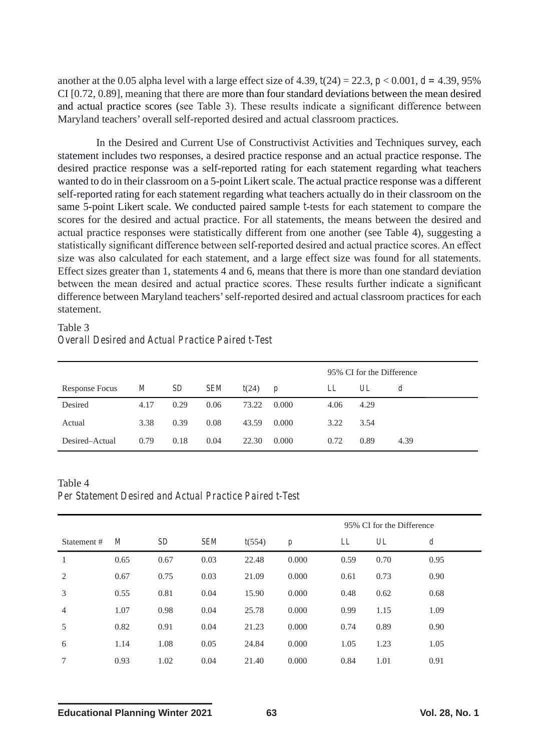another at the 0.05 alpha level with a large effect size of 4.39, $t(24) = 22.3$, $p < 0.001$, $d = 4.39$, 95% CI [0.72, 0.89], meaning that there are more than four standard deviations between the mean desired and actual practice scores (see Table 3). These results indicate a significant difference between Maryland teachers' overall self-reported desired and actual classroom practices.

In the Desired and Current Use of Constructivist Activities and Techniques survey, each statement includes two responses, a desired practice response and an actual practice response. The desired practice response was a self-reported rating for each statement regarding what teachers wanted to do in their classroom on a 5-point Likert scale. The actual practice response was a different self-reported rating for each statement regarding what teachers actually do in their classroom on the same 5-point Likert scale. We conducted paired sample $t$-tests for each statement to compare the scores for the desired and actual practice. For all statements, the means between the desired and actual practice responses were statistically different from one another (see Table 4), suggesting a statistically significant difference between self-reported desired and actual practice scores. An effect size was also calculated for each statement, and a large effect size was found for all statements. Effect sizes greater than 1, statements 4 and 6, means that there is more than one standard deviation between the mean desired and actual practice scores. These results further indicate a significant difference between Maryland teachers' self-reported desired and actual classroom practices for each statement.

Table 3
*Overall Desired and Actual Practice Paired t-Test*

| | | | | | | 95% CI for the Difference | | |
|---|---|---|---|---|---|---|---|---|
| Response Focus | *M* | *SD* | *SEM* | *t*(24) | *p* | *LL* | *UL* | *d* |
| Desired | 4.17 | 0.29 | 0.06 | 73.22 | 0.000 | 4.06 | 4.29 | |
| Actual | 3.38 | 0.39 | 0.08 | 43.59 | 0.000 | 3.22 | 3.54 | |
| Desired–Actual | 0.79 | 0.18 | 0.04 | 22.30 | 0.000 | 0.72 | 0.89 | 4.39 |

Table 4
*Per Statement Desired and Actual Practice Paired t-Test*

| | | | | | | 95% CI for the Difference | | |
|---|---|---|---|---|---|---|---|---|
| Statement # | *M* | *SD* | *SEM* | *t*(554) | *p* | *LL* | *UL* | *d* |
| 1 | 0.65 | 0.67 | 0.03 | 22.48 | 0.000 | 0.59 | 0.70 | 0.95 |
| 2 | 0.67 | 0.75 | 0.03 | 21.09 | 0.000 | 0.61 | 0.73 | 0.90 |
| 3 | 0.55 | 0.81 | 0.04 | 15.90 | 0.000 | 0.48 | 0.62 | 0.68 |
| 4 | 1.07 | 0.98 | 0.04 | 25.78 | 0.000 | 0.99 | 1.15 | 1.09 |
| 5 | 0.82 | 0.91 | 0.04 | 21.23 | 0.000 | 0.74 | 0.89 | 0.90 |
| 6 | 1.14 | 1.08 | 0.05 | 24.84 | 0.000 | 1.05 | 1.23 | 1.05 |
| 7 | 0.93 | 1.02 | 0.04 | 21.40 | 0.000 | 0.84 | 1.01 | 0.91 |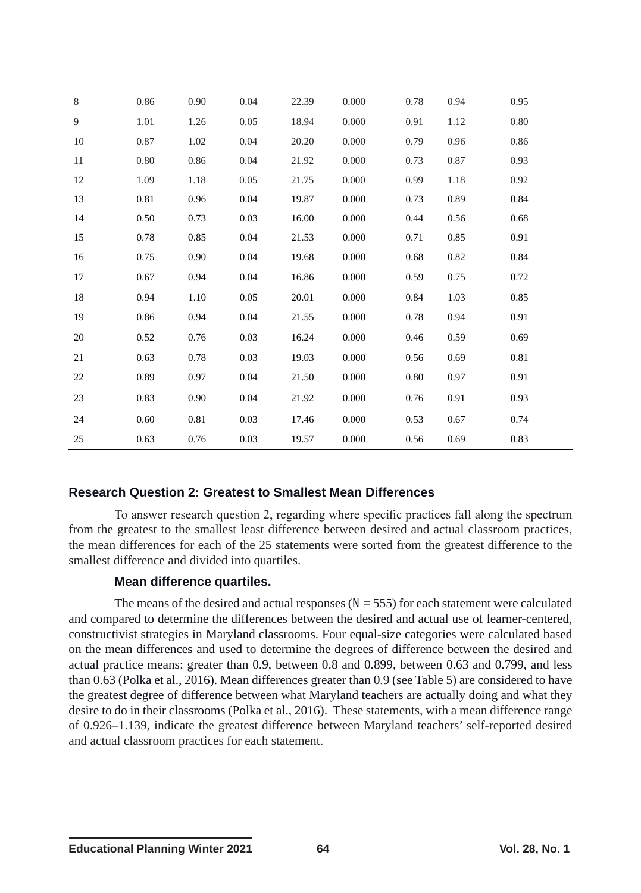| | | | | | | | | |
|---|---|---|---|---|---|---|---|---|
| 8 | 0.86 | 0.90 | 0.04 | 22.39 | 0.000 | 0.78 | 0.94 | 0.95 |
| 9 | 1.01 | 1.26 | 0.05 | 18.94 | 0.000 | 0.91 | 1.12 | 0.80 |
| 10 | 0.87 | 1.02 | 0.04 | 20.20 | 0.000 | 0.79 | 0.96 | 0.86 |
| 11 | 0.80 | 0.86 | 0.04 | 21.92 | 0.000 | 0.73 | 0.87 | 0.93 |
| 12 | 1.09 | 1.18 | 0.05 | 21.75 | 0.000 | 0.99 | 1.18 | 0.92 |
| 13 | 0.81 | 0.96 | 0.04 | 19.87 | 0.000 | 0.73 | 0.89 | 0.84 |
| 14 | 0.50 | 0.73 | 0.03 | 16.00 | 0.000 | 0.44 | 0.56 | 0.68 |
| 15 | 0.78 | 0.85 | 0.04 | 21.53 | 0.000 | 0.71 | 0.85 | 0.91 |
| 16 | 0.75 | 0.90 | 0.04 | 19.68 | 0.000 | 0.68 | 0.82 | 0.84 |
| 17 | 0.67 | 0.94 | 0.04 | 16.86 | 0.000 | 0.59 | 0.75 | 0.72 |
| 18 | 0.94 | 1.10 | 0.05 | 20.01 | 0.000 | 0.84 | 1.03 | 0.85 |
| 19 | 0.86 | 0.94 | 0.04 | 21.55 | 0.000 | 0.78 | 0.94 | 0.91 |
| 20 | 0.52 | 0.76 | 0.03 | 16.24 | 0.000 | 0.46 | 0.59 | 0.69 |
| 21 | 0.63 | 0.78 | 0.03 | 19.03 | 0.000 | 0.56 | 0.69 | 0.81 |
| 22 | 0.89 | 0.97 | 0.04 | 21.50 | 0.000 | 0.80 | 0.97 | 0.91 |
| 23 | 0.83 | 0.90 | 0.04 | 21.92 | 0.000 | 0.76 | 0.91 | 0.93 |
| 24 | 0.60 | 0.81 | 0.03 | 17.46 | 0.000 | 0.53 | 0.67 | 0.74 |
| 25 | 0.63 | 0.76 | 0.03 | 19.57 | 0.000 | 0.56 | 0.69 | 0.83 |

### Research Question 2: Greatest to Smallest Mean Differences

To answer research question 2, regarding where specific practices fall along the spectrum from the greatest to the smallest least difference between desired and actual classroom practices, the mean differences for each of the 25 statements were sorted from the greatest difference to the smallest difference and divided into quartiles.

#### Mean difference quartiles.

The means of the desired and actual responses ($N = 555$) for each statement were calculated and compared to determine the differences between the desired and actual use of learner-centered, constructivist strategies in Maryland classrooms. Four equal-size categories were calculated based on the mean differences and used to determine the degrees of difference between the desired and actual practice means: greater than 0.9, between 0.8 and 0.899, between 0.63 and 0.799, and less than 0.63 (Polka et al., 2016). Mean differences greater than 0.9 (see Table 5) are considered to have the greatest degree of difference between what Maryland teachers are actually doing and what they desire to do in their classrooms (Polka et al., 2016). These statements, with a mean difference range of 0.926–1.139, indicate the greatest difference between Maryland teachers' self-reported desired and actual classroom practices for each statement.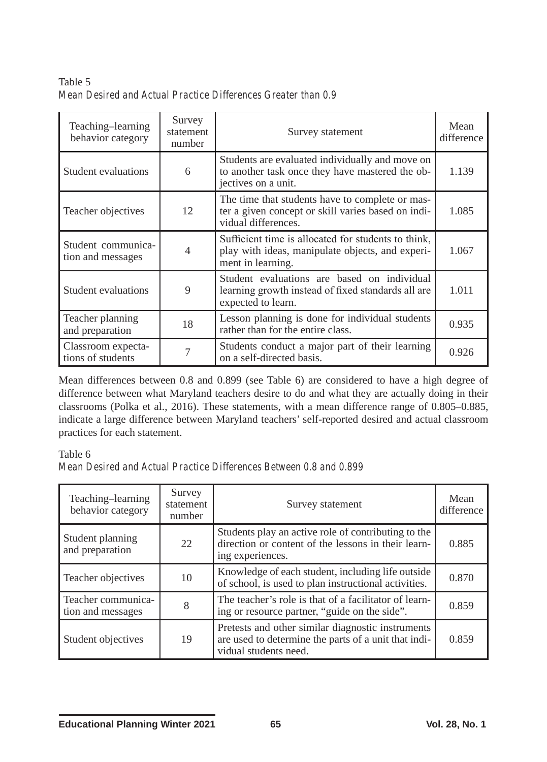Table 5

*Mean Desired and Actual Practice Differences Greater than 0.9*

| Teaching–learning behavior category | Survey statement number | Survey statement | Mean difference |
|---|---|---|---|
| Student evaluations | 6 | Students are evaluated individually and move on to another task once they have mastered the objectives on a unit. | 1.139 |
| Teacher objectives | 12 | The time that students have to complete or master a given concept or skill varies based on individual differences. | 1.085 |
| Student communication and messages | 4 | Sufficient time is allocated for students to think, play with ideas, manipulate objects, and experiment in learning. | 1.067 |
| Student evaluations | 9 | Student evaluations are based on individual learning growth instead of fixed standards all are expected to learn. | 1.011 |
| Teacher planning and preparation | 18 | Lesson planning is done for individual students rather than for the entire class. | 0.935 |
| Classroom expectations of students | 7 | Students conduct a major part of their learning on a self-directed basis. | 0.926 |

Mean differences between 0.8 and 0.899 (see Table 6) are considered to have a high degree of difference between what Maryland teachers desire to do and what they are actually doing in their classrooms (Polka et al., 2016). These statements, with a mean difference range of 0.805–0.885, indicate a large difference between Maryland teachers' self-reported desired and actual classroom practices for each statement.

Table 6

*Mean Desired and Actual Practice Differences Between 0.8 and 0.899*

| Teaching–learning behavior category | Survey statement number | Survey statement | Mean difference |
|---|---|---|---|
| Student planning and preparation | 22 | Students play an active role of contributing to the direction or content of the lessons in their learning experiences. | 0.885 |
| Teacher objectives | 10 | Knowledge of each student, including life outside of school, is used to plan instructional activities. | 0.870 |
| Teacher communication and messages | 8 | The teacher's role is that of a facilitator of learning or resource partner, "guide on the side". | 0.859 |
| Student objectives | 19 | Pretests and other similar diagnostic instruments are used to determine the parts of a unit that individual students need. | 0.859 |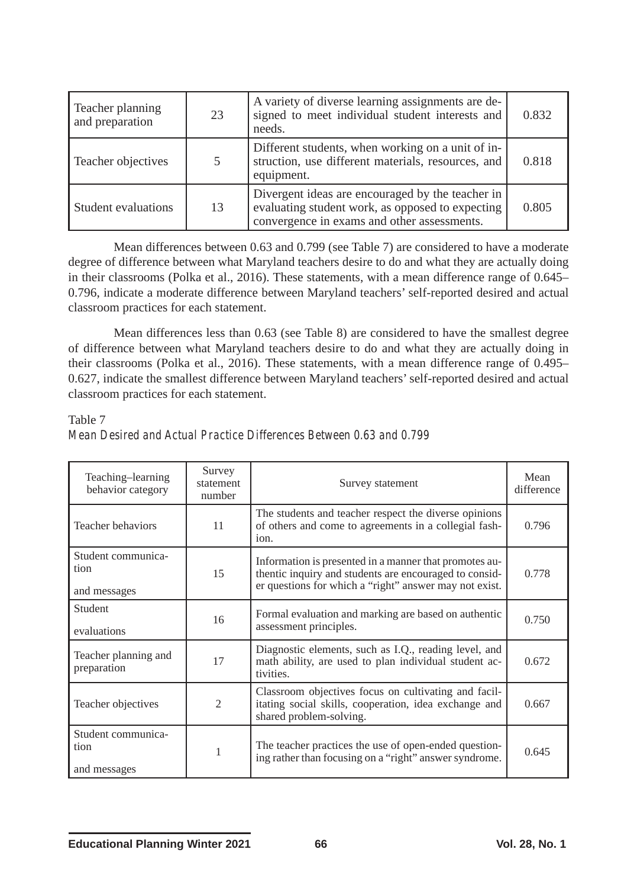| Teacher planning and preparation | 23 | A variety of diverse learning assignments are designed to meet individual student interests and needs. | 0.832 |
|---|---|---|---|
| Teacher objectives | 5 | Different students, when working on a unit of instruction, use different materials, resources, and equipment. | 0.818 |
| Student evaluations | 13 | Divergent ideas are encouraged by the teacher in evaluating student work, as opposed to expecting convergence in exams and other assessments. | 0.805 |

Mean differences between 0.63 and 0.799 (see Table 7) are considered to have a moderate degree of difference between what Maryland teachers desire to do and what they are actually doing in their classrooms (Polka et al., 2016). These statements, with a mean difference range of 0.645–0.796, indicate a moderate difference between Maryland teachers' self-reported desired and actual classroom practices for each statement.

Mean differences less than 0.63 (see Table 8) are considered to have the smallest degree of difference between what Maryland teachers desire to do and what they are actually doing in their classrooms (Polka et al., 2016). These statements, with a mean difference range of 0.495–0.627, indicate the smallest difference between Maryland teachers' self-reported desired and actual classroom practices for each statement.

Table 7

*Mean Desired and Actual Practice Differences Between 0.63 and 0.799*

| Teaching–learning behavior category | Survey statement number | Survey statement | Mean difference |
|---|---|---|---|
| Teacher behaviors | 11 | The students and teacher respect the diverse opinions of others and come to agreements in a collegial fashion. | 0.796 |
| Student communication and messages | 15 | Information is presented in a manner that promotes authentic inquiry and students are encouraged to consider questions for which a "right" answer may not exist. | 0.778 |
| Student evaluations | 16 | Formal evaluation and marking are based on authentic assessment principles. | 0.750 |
| Teacher planning and preparation | 17 | Diagnostic elements, such as I.Q., reading level, and math ability, are used to plan individual student activities. | 0.672 |
| Teacher objectives | 2 | Classroom objectives focus on cultivating and facilitating social skills, cooperation, idea exchange and shared problem-solving. | 0.667 |
| Student communication and messages | 1 | The teacher practices the use of open-ended questioning rather than focusing on a "right" answer syndrome. | 0.645 |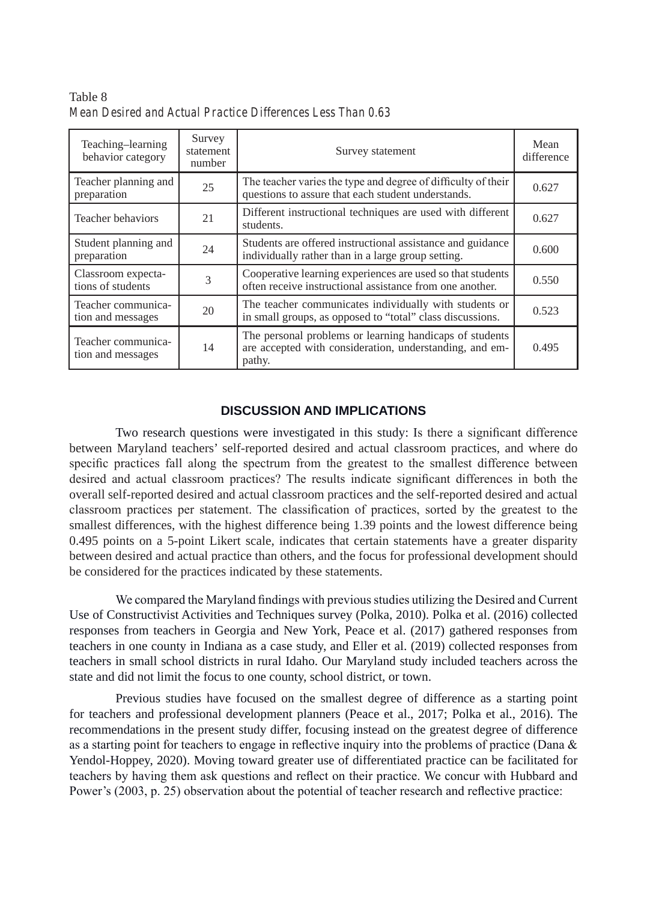Table 8

*Mean Desired and Actual Practice Differences Less Than 0.63*

| Teaching–learning behavior category | Survey statement number | Survey statement | Mean difference |
|---|---|---|---|
| Teacher planning and preparation | 25 | The teacher varies the type and degree of difficulty of their questions to assure that each student understands. | 0.627 |
| Teacher behaviors | 21 | Different instructional techniques are used with different students. | 0.627 |
| Student planning and preparation | 24 | Students are offered instructional assistance and guidance individually rather than in a large group setting. | 0.600 |
| Classroom expectations of students | 3 | Cooperative learning experiences are used so that students often receive instructional assistance from one another. | 0.550 |
| Teacher communication and messages | 20 | The teacher communicates individually with students or in small groups, as opposed to "total" class discussions. | 0.523 |
| Teacher communication and messages | 14 | The personal problems or learning handicaps of students are accepted with consideration, understanding, and empathy. | 0.495 |

## DISCUSSION AND IMPLICATIONS

Two research questions were investigated in this study: Is there a significant difference between Maryland teachers' self-reported desired and actual classroom practices, and where do specific practices fall along the spectrum from the greatest to the smallest difference between desired and actual classroom practices? The results indicate significant differences in both the overall self-reported desired and actual classroom practices and the self-reported desired and actual classroom practices per statement. The classification of practices, sorted by the greatest to the smallest differences, with the highest difference being 1.39 points and the lowest difference being 0.495 points on a 5-point Likert scale, indicates that certain statements have a greater disparity between desired and actual practice than others, and the focus for professional development should be considered for the practices indicated by these statements.

We compared the Maryland findings with previous studies utilizing the Desired and Current Use of Constructivist Activities and Techniques survey (Polka, 2010). Polka et al. (2016) collected responses from teachers in Georgia and New York, Peace et al. (2017) gathered responses from teachers in one county in Indiana as a case study, and Eller et al. (2019) collected responses from teachers in small school districts in rural Idaho. Our Maryland study included teachers across the state and did not limit the focus to one county, school district, or town.

Previous studies have focused on the smallest degree of difference as a starting point for teachers and professional development planners (Peace et al., 2017; Polka et al., 2016). The recommendations in the present study differ, focusing instead on the greatest degree of difference as a starting point for teachers to engage in reflective inquiry into the problems of practice (Dana & Yendol-Hoppey, 2020). Moving toward greater use of differentiated practice can be facilitated for teachers by having them ask questions and reflect on their practice. We concur with Hubbard and Power's (2003, p. 25) observation about the potential of teacher research and reflective practice: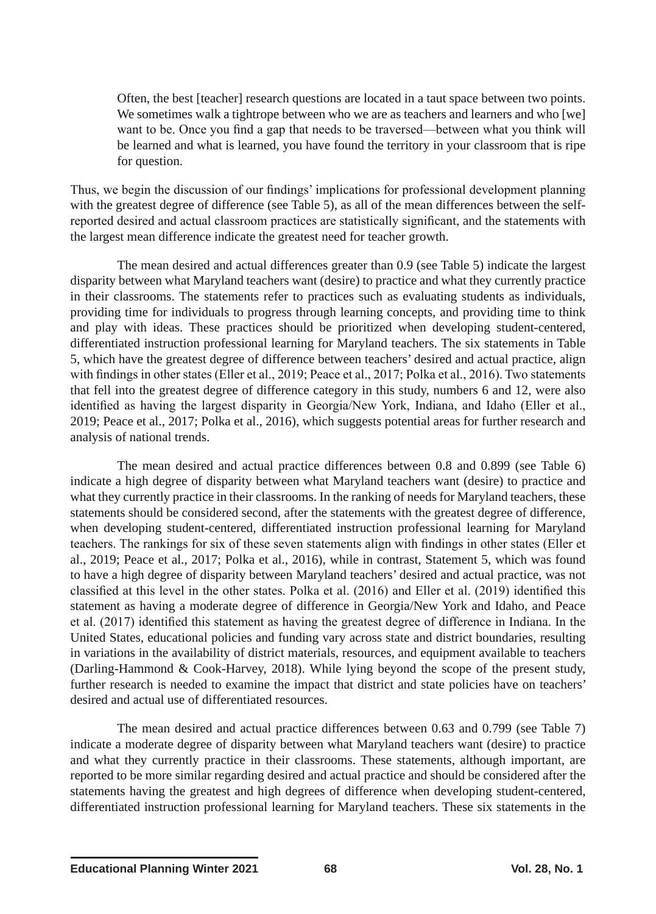> Often, the best [teacher] research questions are located in a taut space between two points. We sometimes walk a tightrope between who we are as teachers and learners and who [we] want to be. Once you find a gap that needs to be traversed—between what you think will be learned and what is learned, you have found the territory in your classroom that is ripe for question.

Thus, we begin the discussion of our findings' implications for professional development planning with the greatest degree of difference (see Table 5), as all of the mean differences between the self-reported desired and actual classroom practices are statistically significant, and the statements with the largest mean difference indicate the greatest need for teacher growth.

The mean desired and actual differences greater than 0.9 (see Table 5) indicate the largest disparity between what Maryland teachers want (desire) to practice and what they currently practice in their classrooms. The statements refer to practices such as evaluating students as individuals, providing time for individuals to progress through learning concepts, and providing time to think and play with ideas. These practices should be prioritized when developing student-centered, differentiated instruction professional learning for Maryland teachers. The six statements in Table 5, which have the greatest degree of difference between teachers' desired and actual practice, align with findings in other states (Eller et al., 2019; Peace et al., 2017; Polka et al., 2016). Two statements that fell into the greatest degree of difference category in this study, numbers 6 and 12, were also identified as having the largest disparity in Georgia/New York, Indiana, and Idaho (Eller et al., 2019; Peace et al., 2017; Polka et al., 2016), which suggests potential areas for further research and analysis of national trends.

The mean desired and actual practice differences between 0.8 and 0.899 (see Table 6) indicate a high degree of disparity between what Maryland teachers want (desire) to practice and what they currently practice in their classrooms. In the ranking of needs for Maryland teachers, these statements should be considered second, after the statements with the greatest degree of difference, when developing student-centered, differentiated instruction professional learning for Maryland teachers. The rankings for six of these seven statements align with findings in other states (Eller et al., 2019; Peace et al., 2017; Polka et al., 2016), while in contrast, Statement 5, which was found to have a high degree of disparity between Maryland teachers' desired and actual practice, was not classified at this level in the other states. Polka et al. (2016) and Eller et al. (2019) identified this statement as having a moderate degree of difference in Georgia/New York and Idaho, and Peace et al. (2017) identified this statement as having the greatest degree of difference in Indiana. In the United States, educational policies and funding vary across state and district boundaries, resulting in variations in the availability of district materials, resources, and equipment available to teachers (Darling-Hammond & Cook-Harvey, 2018). While lying beyond the scope of the present study, further research is needed to examine the impact that district and state policies have on teachers' desired and actual use of differentiated resources.

The mean desired and actual practice differences between 0.63 and 0.799 (see Table 7) indicate a moderate degree of disparity between what Maryland teachers want (desire) to practice and what they currently practice in their classrooms. These statements, although important, are reported to be more similar regarding desired and actual practice and should be considered after the statements having the greatest and high degrees of difference when developing student-centered, differentiated instruction professional learning for Maryland teachers. These six statements in the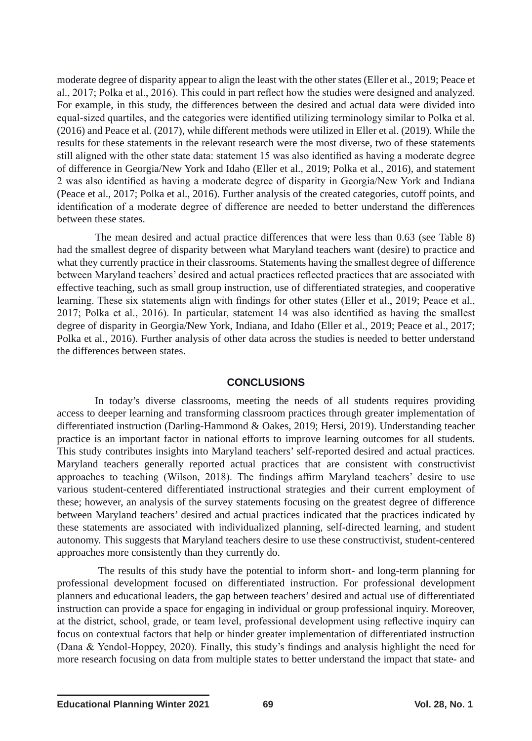moderate degree of disparity appear to align the least with the other states (Eller et al., 2019; Peace et al., 2017; Polka et al., 2016). This could in part reflect how the studies were designed and analyzed. For example, in this study, the differences between the desired and actual data were divided into equal-sized quartiles, and the categories were identified utilizing terminology similar to Polka et al. (2016) and Peace et al. (2017), while different methods were utilized in Eller et al. (2019). While the results for these statements in the relevant research were the most diverse, two of these statements still aligned with the other state data: statement 15 was also identified as having a moderate degree of difference in Georgia/New York and Idaho (Eller et al., 2019; Polka et al., 2016), and statement 2 was also identified as having a moderate degree of disparity in Georgia/New York and Indiana (Peace et al., 2017; Polka et al., 2016). Further analysis of the created categories, cutoff points, and identification of a moderate degree of difference are needed to better understand the differences between these states.

The mean desired and actual practice differences that were less than 0.63 (see Table 8) had the smallest degree of disparity between what Maryland teachers want (desire) to practice and what they currently practice in their classrooms. Statements having the smallest degree of difference between Maryland teachers' desired and actual practices reflected practices that are associated with effective teaching, such as small group instruction, use of differentiated strategies, and cooperative learning. These six statements align with findings for other states (Eller et al., 2019; Peace et al., 2017; Polka et al., 2016). In particular, statement 14 was also identified as having the smallest degree of disparity in Georgia/New York, Indiana, and Idaho (Eller et al., 2019; Peace et al., 2017; Polka et al., 2016). Further analysis of other data across the studies is needed to better understand the differences between states.

## CONCLUSIONS

In today's diverse classrooms, meeting the needs of all students requires providing access to deeper learning and transforming classroom practices through greater implementation of differentiated instruction (Darling-Hammond & Oakes, 2019; Hersi, 2019). Understanding teacher practice is an important factor in national efforts to improve learning outcomes for all students. This study contributes insights into Maryland teachers' self-reported desired and actual practices. Maryland teachers generally reported actual practices that are consistent with constructivist approaches to teaching (Wilson, 2018). The findings affirm Maryland teachers' desire to use various student-centered differentiated instructional strategies and their current employment of these; however, an analysis of the survey statements focusing on the greatest degree of difference between Maryland teachers' desired and actual practices indicated that the practices indicated by these statements are associated with individualized planning, self-directed learning, and student autonomy. This suggests that Maryland teachers desire to use these constructivist, student-centered approaches more consistently than they currently do.

The results of this study have the potential to inform short- and long-term planning for professional development focused on differentiated instruction. For professional development planners and educational leaders, the gap between teachers' desired and actual use of differentiated instruction can provide a space for engaging in individual or group professional inquiry. Moreover, at the district, school, grade, or team level, professional development using reflective inquiry can focus on contextual factors that help or hinder greater implementation of differentiated instruction (Dana & Yendol-Hoppey, 2020). Finally, this study's findings and analysis highlight the need for more research focusing on data from multiple states to better understand the impact that state- and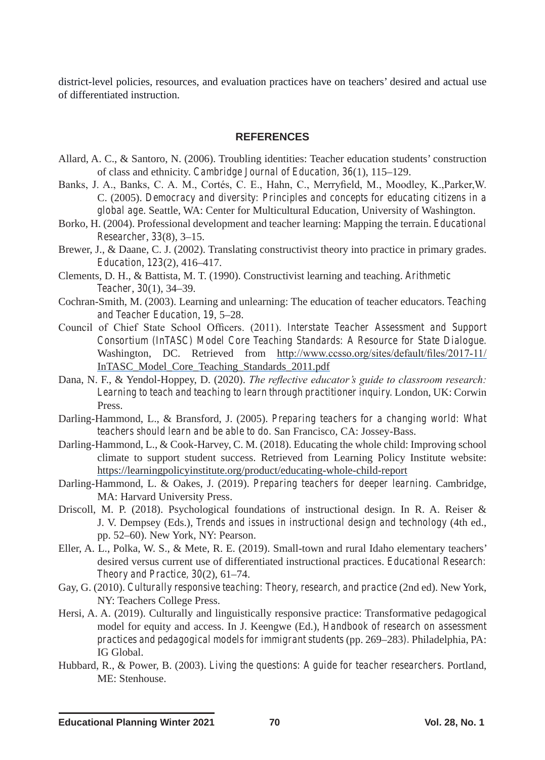district-level policies, resources, and evaluation practices have on teachers' desired and actual use of differentiated instruction.

## REFERENCES

Allard, A. C., & Santoro, N. (2006). Troubling identities: Teacher education students' construction of class and ethnicity. *Cambridge Journal of Education, 36*(1), 115–129.

Banks, J. A., Banks, C. A. M., Cortés, C. E., Hahn, C., Merryfield, M., Moodley, K.,Parker,W. C. (2005). *Democracy and diversity: Principles and concepts for educating citizens in a global age*. Seattle, WA: Center for Multicultural Education, University of Washington.

Borko, H. (2004). Professional development and teacher learning: Mapping the terrain. *Educational Researcher, 33*(8), 3–15.

Brewer, J., & Daane, C. J. (2002). Translating constructivist theory into practice in primary grades. *Education, 123*(2), 416–417.

Clements, D. H., & Battista, M. T. (1990). Constructivist learning and teaching. *Arithmetic Teacher, 30*(1), 34–39.

Cochran-Smith, M. (2003). Learning and unlearning: The education of teacher educators. *Teaching and Teacher Education, 19*, 5–28.

Council of Chief State School Officers. (2011). *Interstate Teacher Assessment and Support Consortium (InTASC) Model Core Teaching Standards: A Resource for State Dialogue*. Washington, DC. Retrieved from http://www.ccsso.org/sites/default/files/2017-11/InTASC_Model_Core_Teaching_Standards_2011.pdf

Dana, N. F., & Yendol-Hoppey, D. (2020). *The reflective educator's guide to classroom research: Learning to teach and teaching to learn through practitioner inquiry*. London, UK: Corwin Press.

Darling-Hammond, L., & Bransford, J. (2005). *Preparing teachers for a changing world: What teachers should learn and be able to do*. San Francisco, CA: Jossey-Bass.

Darling-Hammond, L., & Cook-Harvey, C. M. (2018). Educating the whole child: Improving school climate to support student success. Retrieved from Learning Policy Institute website: https://learningpolicyinstitute.org/product/educating-whole-child-report

Darling-Hammond, L. & Oakes, J. (2019). *Preparing teachers for deeper learning*. Cambridge, MA: Harvard University Press.

Driscoll, M. P. (2018). Psychological foundations of instructional design. In R. A. Reiser & J. V. Dempsey (Eds.), *Trends and issues in instructional design and technology* (4th ed., pp. 52–60). New York, NY: Pearson.

Eller, A. L., Polka, W. S., & Mete, R. E. (2019). Small-town and rural Idaho elementary teachers' desired versus current use of differentiated instructional practices. *Educational Research: Theory and Practice, 30*(2), 61–74.

Gay, G. (2010). *Culturally responsive teaching: Theory, research, and practice* (2nd ed). New York, NY: Teachers College Press.

Hersi, A. A. (2019). Culturally and linguistically responsive practice: Transformative pedagogical model for equity and access. In J. Keengwe (Ed.), *Handbook of research on assessment practices and pedagogical models for immigrant students* (pp. 269–283). Philadelphia, PA: IG Global.

Hubbard, R., & Power, B. (2003). *Living the questions: A guide for teacher researchers*. Portland, ME: Stenhouse.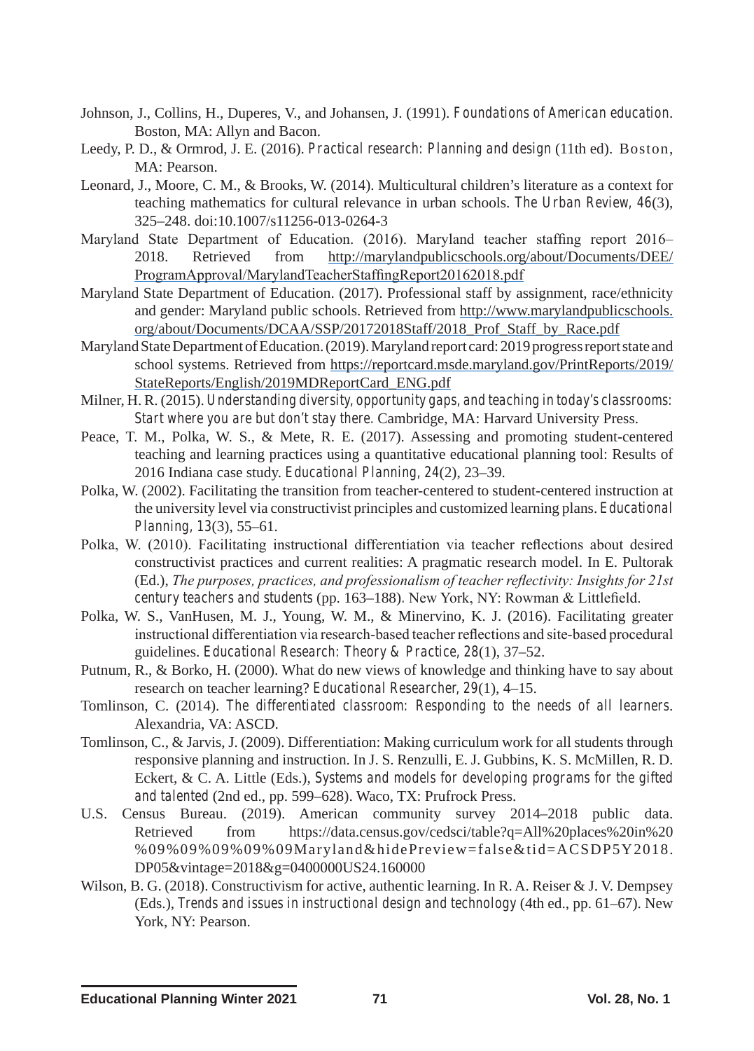Johnson, J., Collins, H., Duperes, V., and Johansen, J. (1991). *Foundations of American education*. Boston, MA: Allyn and Bacon.

Leedy, P. D., & Ormrod, J. E. (2016). *Practical research: Planning and design* (11th ed). Boston, MA: Pearson.

Leonard, J., Moore, C. M., & Brooks, W. (2014). Multicultural children's literature as a context for teaching mathematics for cultural relevance in urban schools. *The Urban Review, 46*(3), 325–248. doi:10.1007/s11256-013-0264-3

Maryland State Department of Education. (2016). Maryland teacher staffing report 2016–2018. Retrieved from http://marylandpublicschools.org/about/Documents/DEE/ProgramApproval/MarylandTeacherStaffingReport20162018.pdf

Maryland State Department of Education. (2017). Professional staff by assignment, race/ethnicity and gender: Maryland public schools. Retrieved from http://www.marylandpublicschools.org/about/Documents/DCAA/SSP/20172018Staff/2018_Prof_Staff_by_Race.pdf

Maryland State Department of Education. (2019). Maryland report card: 2019 progress report state and school systems. Retrieved from https://reportcard.msde.maryland.gov/PrintReports/2019/StateReports/English/2019MDReportCard_ENG.pdf

Milner, H. R. (2015). *Understanding diversity, opportunity gaps, and teaching in today's classrooms: Start where you are but don't stay there*. Cambridge, MA: Harvard University Press.

Peace, T. M., Polka, W. S., & Mete, R. E. (2017). Assessing and promoting student-centered teaching and learning practices using a quantitative educational planning tool: Results of 2016 Indiana case study. *Educational Planning, 24*(2), 23–39.

Polka, W. (2002). Facilitating the transition from teacher-centered to student-centered instruction at the university level via constructivist principles and customized learning plans. *Educational Planning, 13*(3), 55–61.

Polka, W. (2010). Facilitating instructional differentiation via teacher reflections about desired constructivist practices and current realities: A pragmatic research model. In E. Pultorak (Ed.), *The purposes, practices, and professionalism of teacher reflectivity: Insights for 21st century teachers and students* (pp. 163–188). New York, NY: Rowman & Littlefield.

Polka, W. S., VanHusen, M. J., Young, W. M., & Minervino, K. J. (2016). Facilitating greater instructional differentiation via research-based teacher reflections and site-based procedural guidelines. *Educational Research: Theory & Practice, 28*(1), 37–52.

Putnum, R., & Borko, H. (2000). What do new views of knowledge and thinking have to say about research on teacher learning? *Educational Researcher, 29*(1), 4–15.

Tomlinson, C. (2014). *The differentiated classroom: Responding to the needs of all learners*. Alexandria, VA: ASCD.

Tomlinson, C., & Jarvis, J. (2009). Differentiation: Making curriculum work for all students through responsive planning and instruction. In J. S. Renzulli, E. J. Gubbins, K. S. McMillen, R. D. Eckert, & C. A. Little (Eds.), *Systems and models for developing programs for the gifted and talented* (2nd ed., pp. 599–628). Waco, TX: Prufrock Press.

U.S. Census Bureau. (2019). American community survey 2014–2018 public data. Retrieved from https://data.census.gov/cedsci/table?q=All%20places%20in%20%09%09%09%09%09Maryland&hidePreview=false&tid=ACSDP5Y2018.DP05&vintage=2018&g=0400000US24.160000

Wilson, B. G. (2018). Constructivism for active, authentic learning. In R. A. Reiser & J. V. Dempsey (Eds.), *Trends and issues in instructional design and technology* (4th ed., pp. 61–67). New York, NY: Pearson.